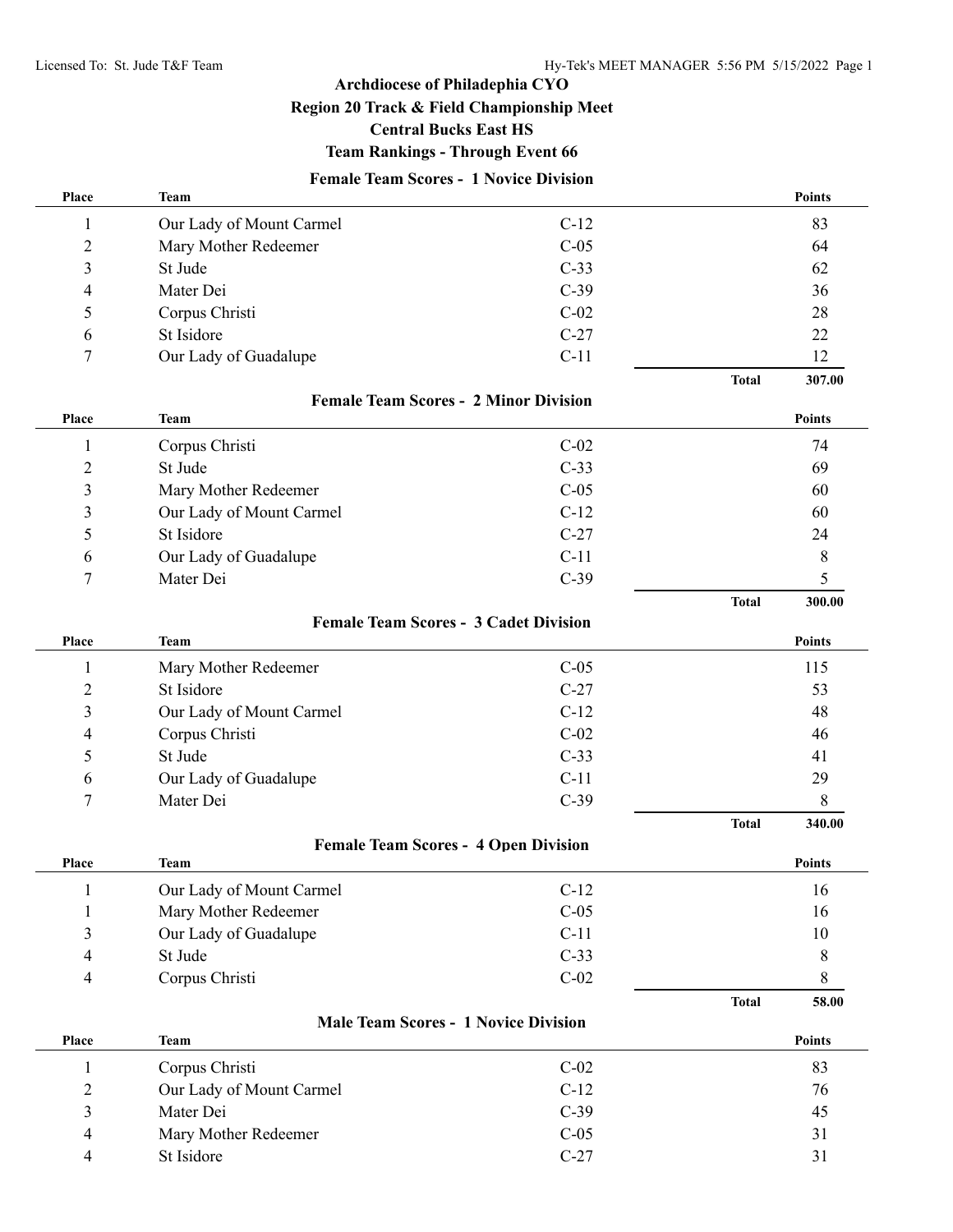# Archdiocese of Philadelphia CYO

## Region 20 Track & Field Championship Meet

## Central Bucks East HS

## Team Rankings - Through Event 66

### Female Team Scores - 1 Novice Division

| Place | Team | | Points |
|---|---|---|---|
| 1 | Our Lady of Mount Carmel | C-12 | 83 |
| 2 | Mary Mother Redeemer | C-05 | 64 |
| 3 | St Jude | C-33 | 62 |
| 4 | Mater Dei | C-39 | 36 |
| 5 | Corpus Christi | C-02 | 28 |
| 6 | St Isidore | C-27 | 22 |
| 7 | Our Lady of Guadalupe | C-11 | 12 |
| | | **Total** | **307.00** |

### Female Team Scores - 2 Minor Division

| Place | Team | | Points |
|---|---|---|---|
| 1 | Corpus Christi | C-02 | 74 |
| 2 | St Jude | C-33 | 69 |
| 3 | Mary Mother Redeemer | C-05 | 60 |
| 3 | Our Lady of Mount Carmel | C-12 | 60 |
| 5 | St Isidore | C-27 | 24 |
| 6 | Our Lady of Guadalupe | C-11 | 8 |
| 7 | Mater Dei | C-39 | 5 |
| | | **Total** | **300.00** |

### Female Team Scores - 3 Cadet Division

| Place | Team | | Points |
|---|---|---|---|
| 1 | Mary Mother Redeemer | C-05 | 115 |
| 2 | St Isidore | C-27 | 53 |
| 3 | Our Lady of Mount Carmel | C-12 | 48 |
| 4 | Corpus Christi | C-02 | 46 |
| 5 | St Jude | C-33 | 41 |
| 6 | Our Lady of Guadalupe | C-11 | 29 |
| 7 | Mater Dei | C-39 | 8 |
| | | **Total** | **340.00** |

### Female Team Scores - 4 Open Division

| Place | Team | | Points |
|---|---|---|---|
| 1 | Our Lady of Mount Carmel | C-12 | 16 |
| 1 | Mary Mother Redeemer | C-05 | 16 |
| 3 | Our Lady of Guadalupe | C-11 | 10 |
| 4 | St Jude | C-33 | 8 |
| 4 | Corpus Christi | C-02 | 8 |
| | | **Total** | **58.00** |

### Male Team Scores - 1 Novice Division

| Place | Team | | Points |
|---|---|---|---|
| 1 | Corpus Christi | C-02 | 83 |
| 2 | Our Lady of Mount Carmel | C-12 | 76 |
| 3 | Mater Dei | C-39 | 45 |
| 4 | Mary Mother Redeemer | C-05 | 31 |
| 4 | St Isidore | C-27 | 31 |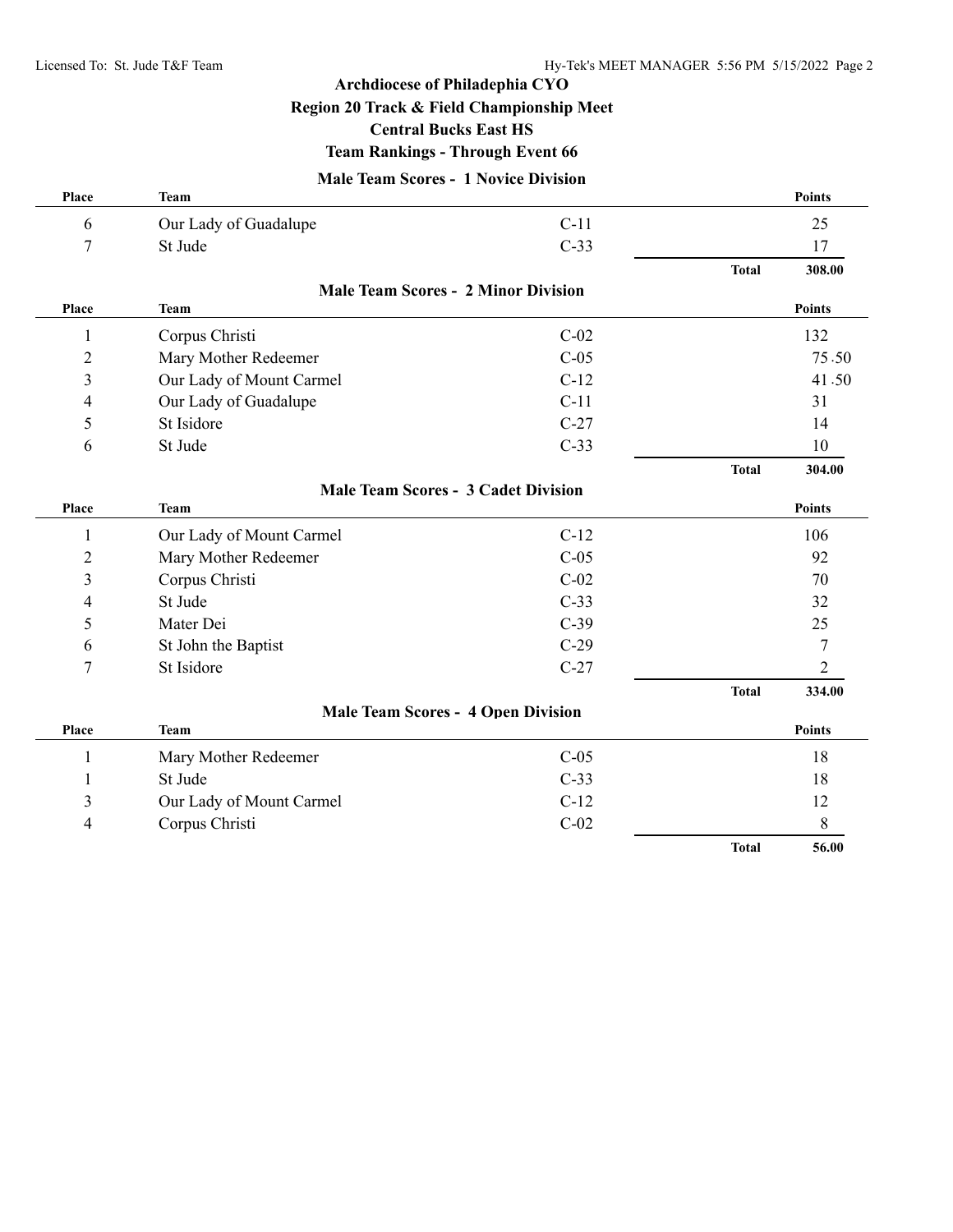**Archdiocese of Philadelphia CYO**

**Region 20 Track & Field Championship Meet**

**Central Bucks East HS**

**Team Rankings - Through Event 66**

### Male Team Scores - 1 Novice Division

| Place | Team | | | Points |
|---|---|---|---|---|
| 6 | Our Lady of Guadalupe | C-11 | | 25 |
| 7 | St Jude | C-33 | | 17 |
| | | | **Total** | **308.00** |

### Male Team Scores - 2 Minor Division

| Place | Team | | | Points |
|---|---|---|---|---|
| 1 | Corpus Christi | C-02 | | 132 |
| 2 | Mary Mother Redeemer | C-05 | | 75.50 |
| 3 | Our Lady of Mount Carmel | C-12 | | 41.50 |
| 4 | Our Lady of Guadalupe | C-11 | | 31 |
| 5 | St Isidore | C-27 | | 14 |
| 6 | St Jude | C-33 | | 10 |
| | | | **Total** | **304.00** |

### Male Team Scores - 3 Cadet Division

| Place | Team | | | Points |
|---|---|---|---|---|
| 1 | Our Lady of Mount Carmel | C-12 | | 106 |
| 2 | Mary Mother Redeemer | C-05 | | 92 |
| 3 | Corpus Christi | C-02 | | 70 |
| 4 | St Jude | C-33 | | 32 |
| 5 | Mater Dei | C-39 | | 25 |
| 6 | St John the Baptist | C-29 | | 7 |
| 7 | St Isidore | C-27 | | 2 |
| | | | **Total** | **334.00** |

### Male Team Scores - 4 Open Division

| Place | Team | | | Points |
|---|---|---|---|---|
| 1 | Mary Mother Redeemer | C-05 | | 18 |
| 1 | St Jude | C-33 | | 18 |
| 3 | Our Lady of Mount Carmel | C-12 | | 12 |
| 4 | Corpus Christi | C-02 | | 8 |
| | | | **Total** | **56.00** |